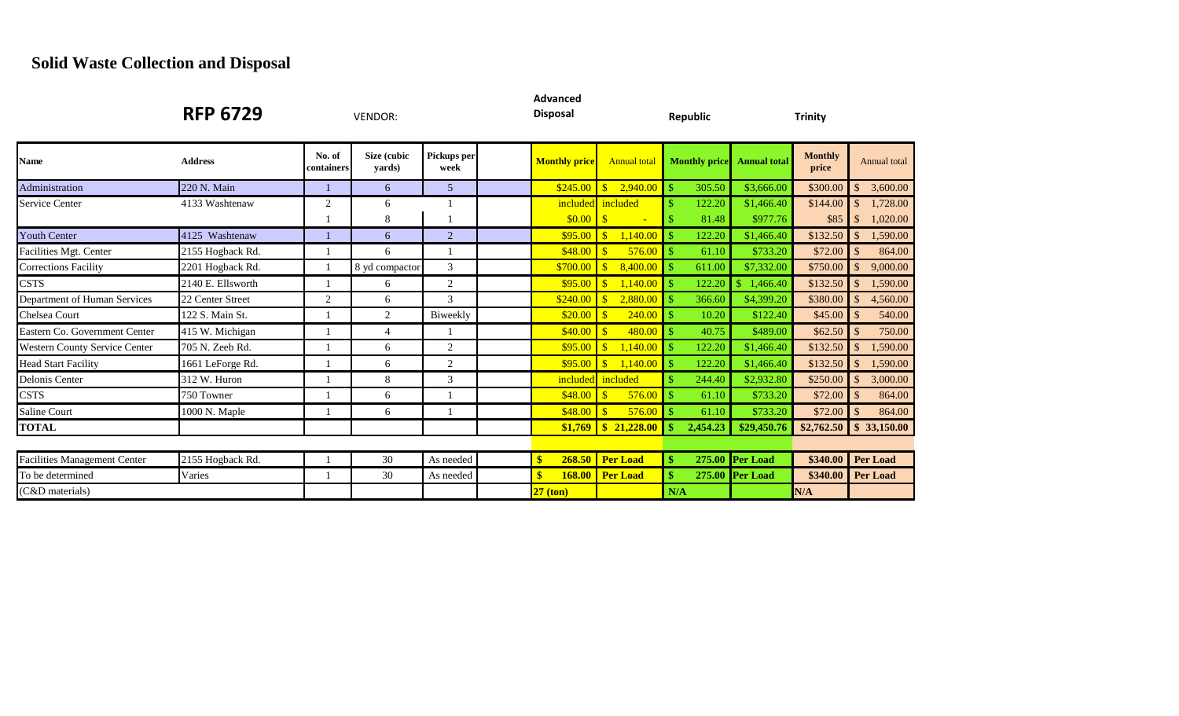# Solid Waste Collection and Disposal

| RFP 6729 | | VENDOR: | | | | Advanced Disposal | | Republic | | Trinity | |
|---|---|---|---|---|---|---|---|---|---|---|---|
| **Name** | **Address** | **No. of containers** | **Size (cubic yards)** | **Pickups per week** | | **Monthly price** | Annual total | **Monthly price** | **Annual total** | **Monthly price** | Annual total |
| Administration | 220 N. Main | 1 | 6 | 5 | | $245.00 | $ 2,940.00 | $ 305.50 | $3,666.00 | $300.00 | $ 3,600.00 |
| Service Center | 4133 Washtenaw | 2 | 6 | 1 | | included | included | $ 122.20 | $1,466.40 | $144.00 | $ 1,728.00 |
| | | 1 | 8 | 1 | | $0.00 | $ - | $ 81.48 | $977.76 | $85 | $ 1,020.00 |
| Youth Center | 4125 Washtenaw | 1 | 6 | 2 | | $95.00 | $ 1,140.00 | $ 122.20 | $1,466.40 | $132.50 | $ 1,590.00 |
| Facilities Mgt. Center | 2155 Hogback Rd. | 1 | 6 | 1 | | $48.00 | $ 576.00 | $ 61.10 | $733.20 | $72.00 | $ 864.00 |
| Corrections Facility | 2201 Hogback Rd. | 1 | 8 yd compactor | 3 | | $700.00 | $ 8,400.00 | $ 611.00 | $7,332.00 | $750.00 | $ 9,000.00 |
| CSTS | 2140 E. Ellsworth | 1 | 6 | 2 | | $95.00 | $ 1,140.00 | $ 122.20 | $ 1,466.40 | $132.50 | $ 1,590.00 |
| Department of Human Services | 22 Center Street | 2 | 6 | 3 | | $240.00 | $ 2,880.00 | $ 366.60 | $4,399.20 | $380.00 | $ 4,560.00 |
| Chelsea Court | 122 S. Main St. | 1 | 2 | Biweekly | | $20.00 | $ 240.00 | $ 10.20 | $122.40 | $45.00 | $ 540.00 |
| Eastern Co. Government Center | 415 W. Michigan | 1 | 4 | 1 | | $40.00 | $ 480.00 | $ 40.75 | $489.00 | $62.50 | $ 750.00 |
| Western County Service Center | 705 N. Zeeb Rd. | 1 | 6 | 2 | | $95.00 | $ 1,140.00 | $ 122.20 | $1,466.40 | $132.50 | $ 1,590.00 |
| Head Start Facility | 1661 LeForge Rd. | 1 | 6 | 2 | | $95.00 | $ 1,140.00 | $ 122.20 | $1,466.40 | $132.50 | $ 1,590.00 |
| Delonis Center | 312 W. Huron | 1 | 8 | 3 | | included | included | $ 244.40 | $2,932.80 | $250.00 | $ 3,000.00 |
| CSTS | 750 Towner | 1 | 6 | 1 | | $48.00 | $ 576.00 | $ 61.10 | $733.20 | $72.00 | $ 864.00 |
| Saline Court | 1000 N. Maple | 1 | 6 | 1 | | $48.00 | $ 576.00 | $ 61.10 | $733.20 | $72.00 | $ 864.00 |
| **TOTAL** | | | | | | **$1,769** | **$ 21,228.00** | **$ 2,454.23** | **$29,450.76** | **$2,762.50** | **$ 33,150.00** |
| | | | | | | | | | | | |
| Facilities Management Center | 2155 Hogback Rd. | 1 | 30 | As needed | | **$ 268.50** | **Per Load** | **$ 275.00** | **Per Load** | **$340.00** | **Per Load** |
| To be determined | Varies | 1 | 30 | As needed | | **$ 168.00** | **Per Load** | **$ 275.00** | **Per Load** | **$340.00** | **Per Load** |
| (C&D materials) | | | | | | **27 (ton)** | | **N/A** | | **N/A** | |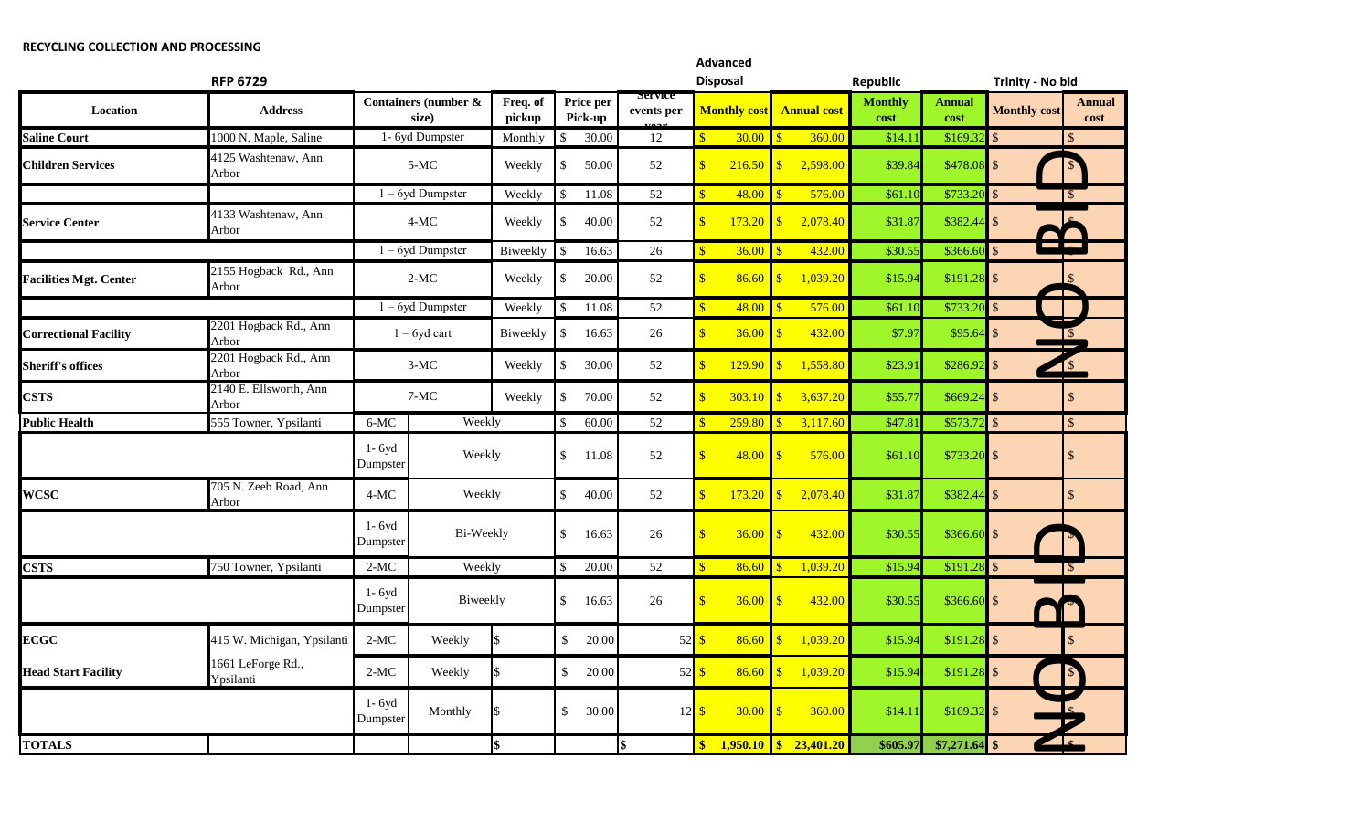**RECYCLING COLLECTION AND PROCESSING**

**RFP 6729**

| Location | Address | Containers (number & size) | Freq. of pickup | Price per Pick-up | Service events per year | Advanced Disposal Monthly cost | Advanced Disposal Annual cost | Republic Monthly cost | Republic Annual cost | Trinity - No bid Monthly cost | Trinity - No bid Annual cost |
|---|---|---|---|---|---|---|---|---|---|---|---|
| Saline Court | 1000 N. Maple, Saline | 1- 6yd Dumpster | Monthly | $ 30.00 | 12 | $ 30.00 | $ 360.00 | $14.11 | $169.32 | $ | $ |
| Children Services | 4125 Washtenaw, Ann Arbor | 5-MC | Weekly | $ 50.00 | 52 | $ 216.50 | $ 2,598.00 | $39.84 | $478.08 | $ | $ |
| | | 1 – 6yd Dumpster | Weekly | $ 11.08 | 52 | $ 48.00 | $ 576.00 | $61.10 | $733.20 | $ | $ |
| Service Center | 4133 Washtenaw, Ann Arbor | 4-MC | Weekly | $ 40.00 | 52 | $ 173.20 | $ 2,078.40 | $31.87 | $382.44 | $ | $ |
| | | 1 – 6yd Dumpster | Biweekly | $ 16.63 | 26 | $ 36.00 | $ 432.00 | $30.55 | $366.60 | $ | $ |
| Facilities Mgt. Center | 2155 Hogback Rd., Ann Arbor | 2-MC | Weekly | $ 20.00 | 52 | $ 86.60 | $ 1,039.20 | $15.94 | $191.28 | $ | $ |
| | | 1 – 6yd Dumpster | Weekly | $ 11.08 | 52 | $ 48.00 | $ 576.00 | $61.10 | $733.20 | $ | $ |
| Correctional Facility | 2201 Hogback Rd., Ann Arbor | 1 – 6yd cart | Biweekly | $ 16.63 | 26 | $ 36.00 | $ 432.00 | $7.97 | $95.64 | $ | $ |
| Sheriff's offices | 2201 Hogback Rd., Ann Arbor | 3-MC | Weekly | $ 30.00 | 52 | $ 129.90 | $ 1,558.80 | $23.91 | $286.92 | $ | $ |
| CSTS | 2140 E. Ellsworth, Ann Arbor | 7-MC | Weekly | $ 70.00 | 52 | $ 303.10 | $ 3,637.20 | $55.77 | $669.24 | $ | $ |
| Public Health | 555 Towner, Ypsilanti | 6-MC | Weekly | $ 60.00 | 52 | $ 259.80 | $ 3,117.60 | $47.81 | $573.72 | $ | $ |
| | | 1- 6yd Dumpster | Weekly | $ 11.08 | 52 | $ 48.00 | $ 576.00 | $61.10 | $733.20 | $ | $ |
| WCSC | 705 N. Zeeb Road, Ann Arbor | 4-MC | Weekly | $ 40.00 | 52 | $ 173.20 | $ 2,078.40 | $31.87 | $382.44 | $ | $ |
| | | 1- 6yd Dumpster | Bi-Weekly | $ 16.63 | 26 | $ 36.00 | $ 432.00 | $30.55 | $366.60 | $ | $ |
| CSTS | 750 Towner, Ypsilanti | 2-MC | Weekly | $ 20.00 | 52 | $ 86.60 | $ 1,039.20 | $15.94 | $191.28 | $ | $ |
| | | 1- 6yd Dumpster | Biweekly | $ 16.63 | 26 | $ 36.00 | $ 432.00 | $30.55 | $366.60 | $ | $ |
| ECGC | 415 W. Michigan, Ypsilanti | 2-MC | Weekly $ | $ 20.00 | 52 | $ 86.60 | $ 1,039.20 | $15.94 | $191.28 | $ | $ |
| Head Start Facility | 1661 LeForge Rd., Ypsilanti | 2-MC | Weekly $ | $ 20.00 | 52 | $ 86.60 | $ 1,039.20 | $15.94 | $191.28 | $ | $ |
| | | 1- 6yd Dumpster | Monthly $ | $ 30.00 | 12 | $ 30.00 | $ 360.00 | $14.11 | $169.32 | $ | $ |
| TOTALS | | | $ | | $ | $ 1,950.10 | $ 23,401.20 | $605.97 | $7,271.64 | $ | $ |

NO BID

NO BID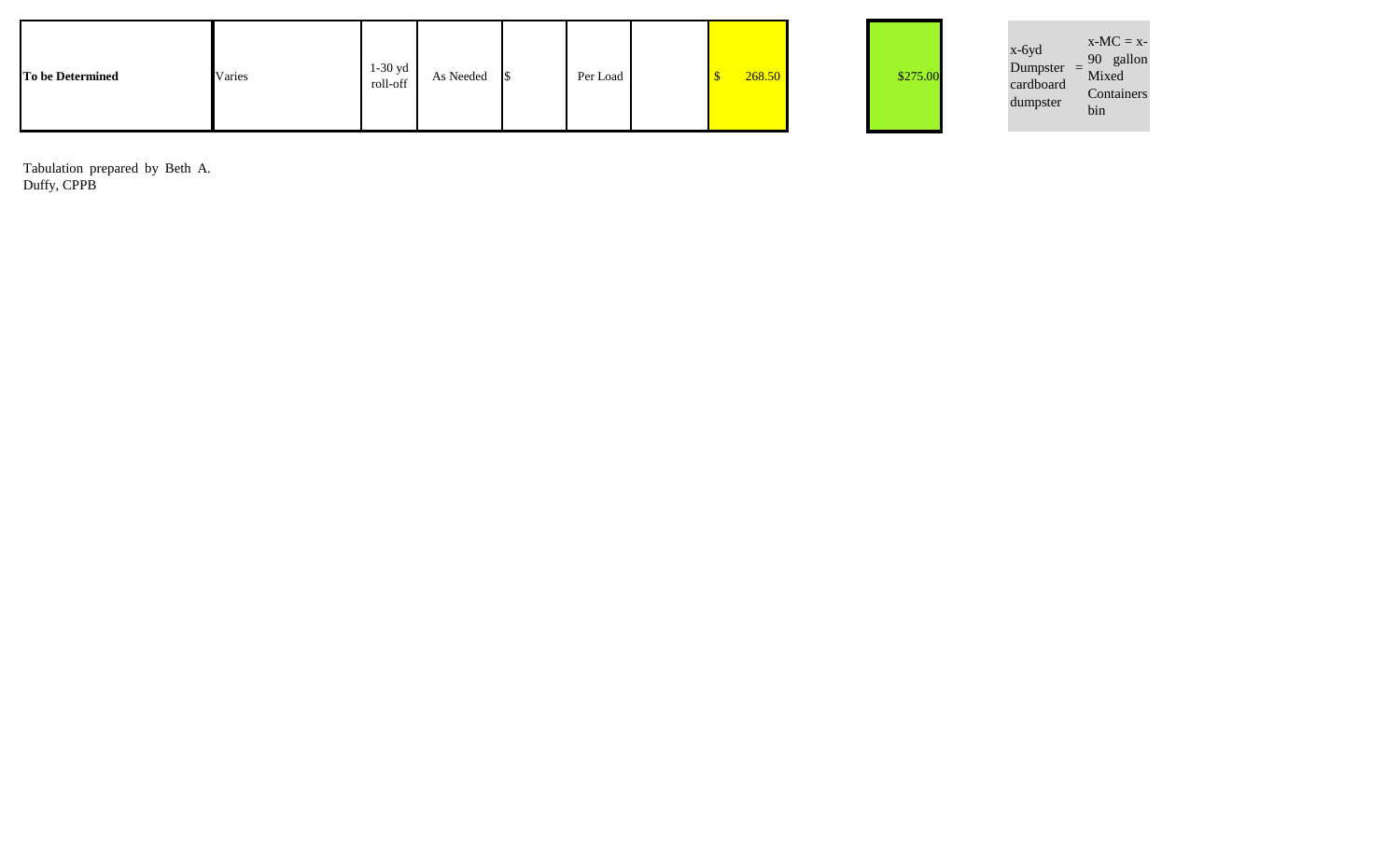| | | | | | | | | | |
|---|---|---|---|---|---|---|---|---|---|
| **To be Determined** | Varies | 1-30 yd roll-off | As Needed | $ | Per Load | | $ 268.50 | | $275.00 |

x-6yd Dumpster cardboard dumpster = x-MC = x-90 gallon Mixed Containers bin

Tabulation prepared by Beth A. Duffy, CPPB